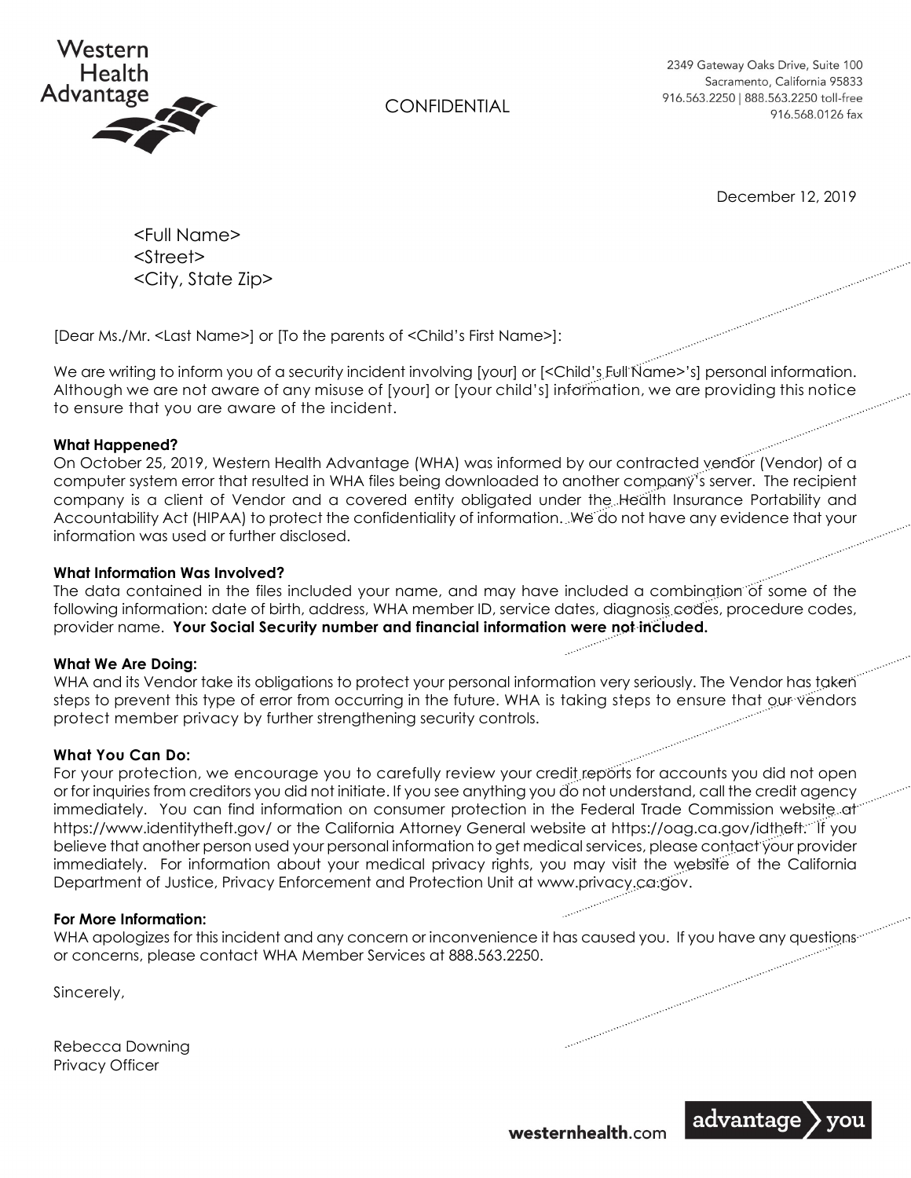Western Health Advantage

2349 Gateway Oaks Drive, Suite 100
Sacramento, California 95833
916.563.2250 | 888.563.2250 toll-free
916.568.0126 fax

CONFIDENTIAL

December 12, 2019

<Full Name>
<Street>
<City, State Zip>

[Dear Ms./Mr. <Last Name>] or [To the parents of <Child's First Name>]:

We are writing to inform you of a security incident involving [your] or [<Child's Full Name>'s] personal information. Although we are not aware of any misuse of [your] or [your child's] information, we are providing this notice to ensure that you are aware of the incident.

**What Happened?**
On October 25, 2019, Western Health Advantage (WHA) was informed by our contracted vendor (Vendor) of a computer system error that resulted in WHA files being downloaded to another company's server. The recipient company is a client of Vendor and a covered entity obligated under the Health Insurance Portability and Accountability Act (HIPAA) to protect the confidentiality of information. We do not have any evidence that your information was used or further disclosed.

**What Information Was Involved?**
The data contained in the files included your name, and may have included a combination of some of the following information: date of birth, address, WHA member ID, service dates, diagnosis codes, procedure codes, provider name. **Your Social Security number and financial information were not included.**

**What We Are Doing:**
WHA and its Vendor take its obligations to protect your personal information very seriously. The Vendor has taken steps to prevent this type of error from occurring in the future. WHA is taking steps to ensure that our vendors protect member privacy by further strengthening security controls.

**What You Can Do:**
For your protection, we encourage you to carefully review your credit reports for accounts you did not open or for inquiries from creditors you did not initiate. If you see anything you do not understand, call the credit agency immediately. You can find information on consumer protection in the Federal Trade Commission website at https://www.identitytheft.gov/ or the California Attorney General website at https://oag.ca.gov/idtheft. If you believe that another person used your personal information to get medical services, please contact your provider immediately. For information about your medical privacy rights, you may visit the website of the California Department of Justice, Privacy Enforcement and Protection Unit at www.privacy.ca.gov.

**For More Information:**
WHA apologizes for this incident and any concern or inconvenience it has caused you. If you have any questions or concerns, please contact WHA Member Services at 888.563.2250.

Sincerely,

Rebecca Downing
Privacy Officer

westernhealth.com advantage you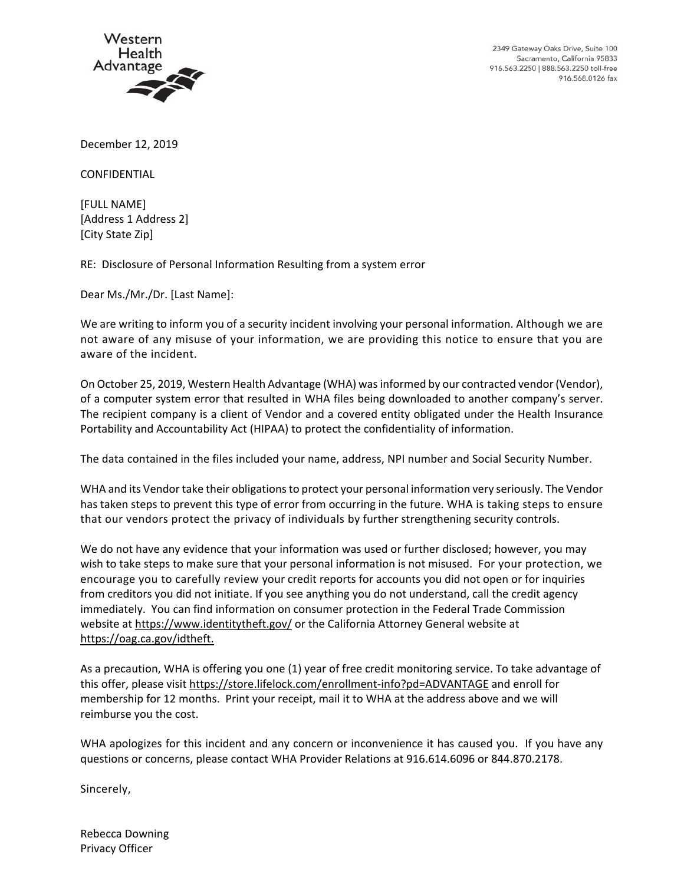Western Health Advantage

2349 Gateway Oaks Drive, Suite 100
Sacramento, California 95833
916.563.2250 | 888.563.2250 toll-free
916.568.0126 fax

December 12, 2019

CONFIDENTIAL

[FULL NAME]
[Address 1 Address 2]
[City State Zip]

RE: Disclosure of Personal Information Resulting from a system error

Dear Ms./Mr./Dr. [Last Name]:

We are writing to inform you of a security incident involving your personal information. Although we are not aware of any misuse of your information, we are providing this notice to ensure that you are aware of the incident.

On October 25, 2019, Western Health Advantage (WHA) was informed by our contracted vendor (Vendor), of a computer system error that resulted in WHA files being downloaded to another company's server. The recipient company is a client of Vendor and a covered entity obligated under the Health Insurance Portability and Accountability Act (HIPAA) to protect the confidentiality of information.

The data contained in the files included your name, address, NPI number and Social Security Number.

WHA and its Vendor take their obligations to protect your personal information very seriously. The Vendor has taken steps to prevent this type of error from occurring in the future. WHA is taking steps to ensure that our vendors protect the privacy of individuals by further strengthening security controls.

We do not have any evidence that your information was used or further disclosed; however, you may wish to take steps to make sure that your personal information is not misused. For your protection, we encourage you to carefully review your credit reports for accounts you did not open or for inquiries from creditors you did not initiate. If you see anything you do not understand, call the credit agency immediately. You can find information on consumer protection in the Federal Trade Commission website at https://www.identitytheft.gov/ or the California Attorney General website at https://oag.ca.gov/idtheft.

As a precaution, WHA is offering you one (1) year of free credit monitoring service. To take advantage of this offer, please visit https://store.lifelock.com/enrollment-info?pd=ADVANTAGE and enroll for membership for 12 months. Print your receipt, mail it to WHA at the address above and we will reimburse you the cost.

WHA apologizes for this incident and any concern or inconvenience it has caused you. If you have any questions or concerns, please contact WHA Provider Relations at 916.614.6096 or 844.870.2178.

Sincerely,

Rebecca Downing
Privacy Officer